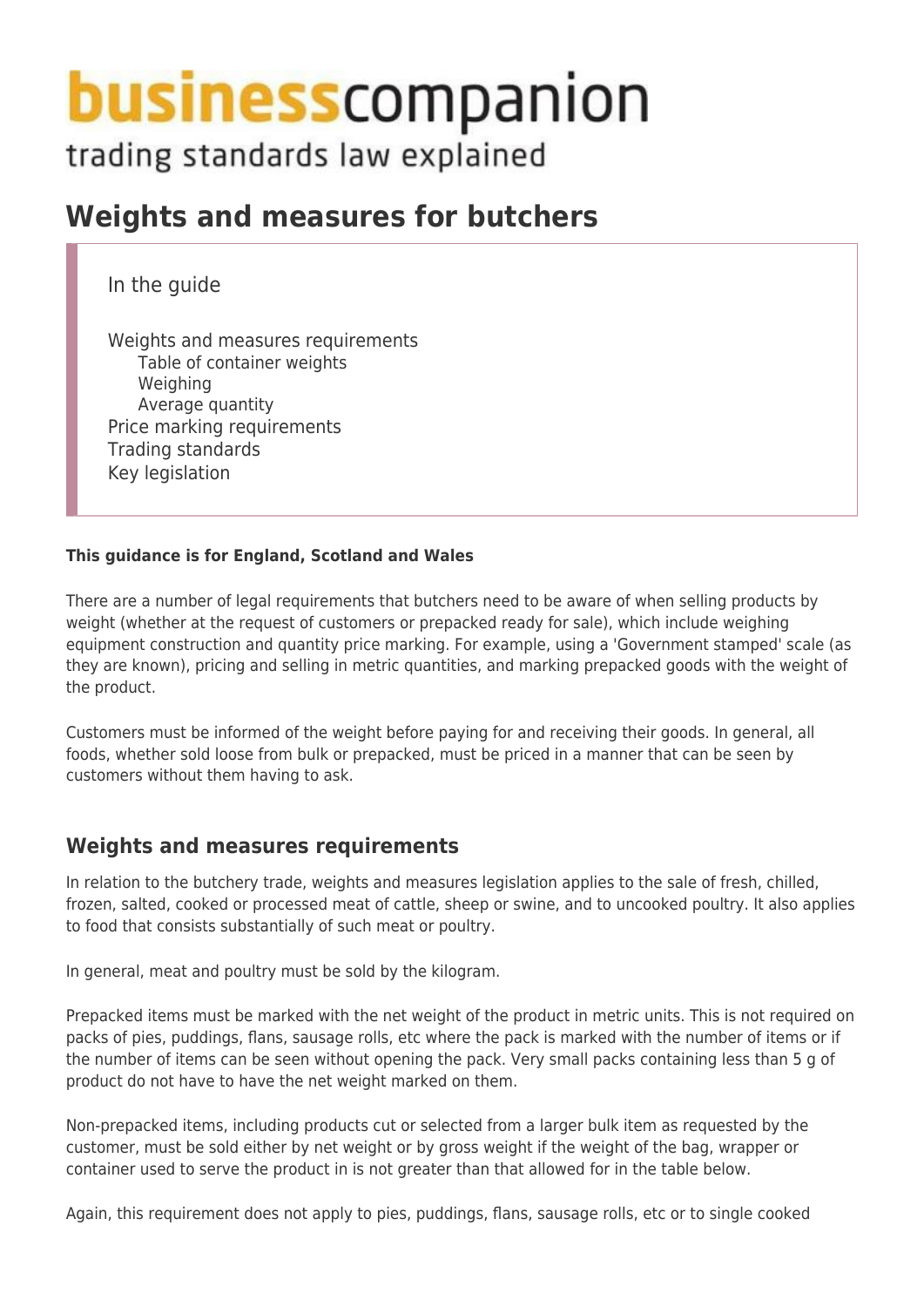# businesscompanion

trading standards law explained

# Weights and measures for butchers

In the guide

- Weights and measures requirements
  - Table of container weights
  - Weighing
  - Average quantity
- Price marking requirements
- Trading standards
- Key legislation

**This guidance is for England, Scotland and Wales**

There are a number of legal requirements that butchers need to be aware of when selling products by weight (whether at the request of customers or prepacked ready for sale), which include weighing equipment construction and quantity price marking. For example, using a 'Government stamped' scale (as they are known), pricing and selling in metric quantities, and marking prepacked goods with the weight of the product.

Customers must be informed of the weight before paying for and receiving their goods. In general, all foods, whether sold loose from bulk or prepacked, must be priced in a manner that can be seen by customers without them having to ask.

## Weights and measures requirements

In relation to the butchery trade, weights and measures legislation applies to the sale of fresh, chilled, frozen, salted, cooked or processed meat of cattle, sheep or swine, and to uncooked poultry. It also applies to food that consists substantially of such meat or poultry.

In general, meat and poultry must be sold by the kilogram.

Prepacked items must be marked with the net weight of the product in metric units. This is not required on packs of pies, puddings, flans, sausage rolls, etc where the pack is marked with the number of items or if the number of items can be seen without opening the pack. Very small packs containing less than 5 g of product do not have to have the net weight marked on them.

Non-prepacked items, including products cut or selected from a larger bulk item as requested by the customer, must be sold either by net weight or by gross weight if the weight of the bag, wrapper or container used to serve the product in is not greater than that allowed for in the table below.

Again, this requirement does not apply to pies, puddings, flans, sausage rolls, etc or to single cooked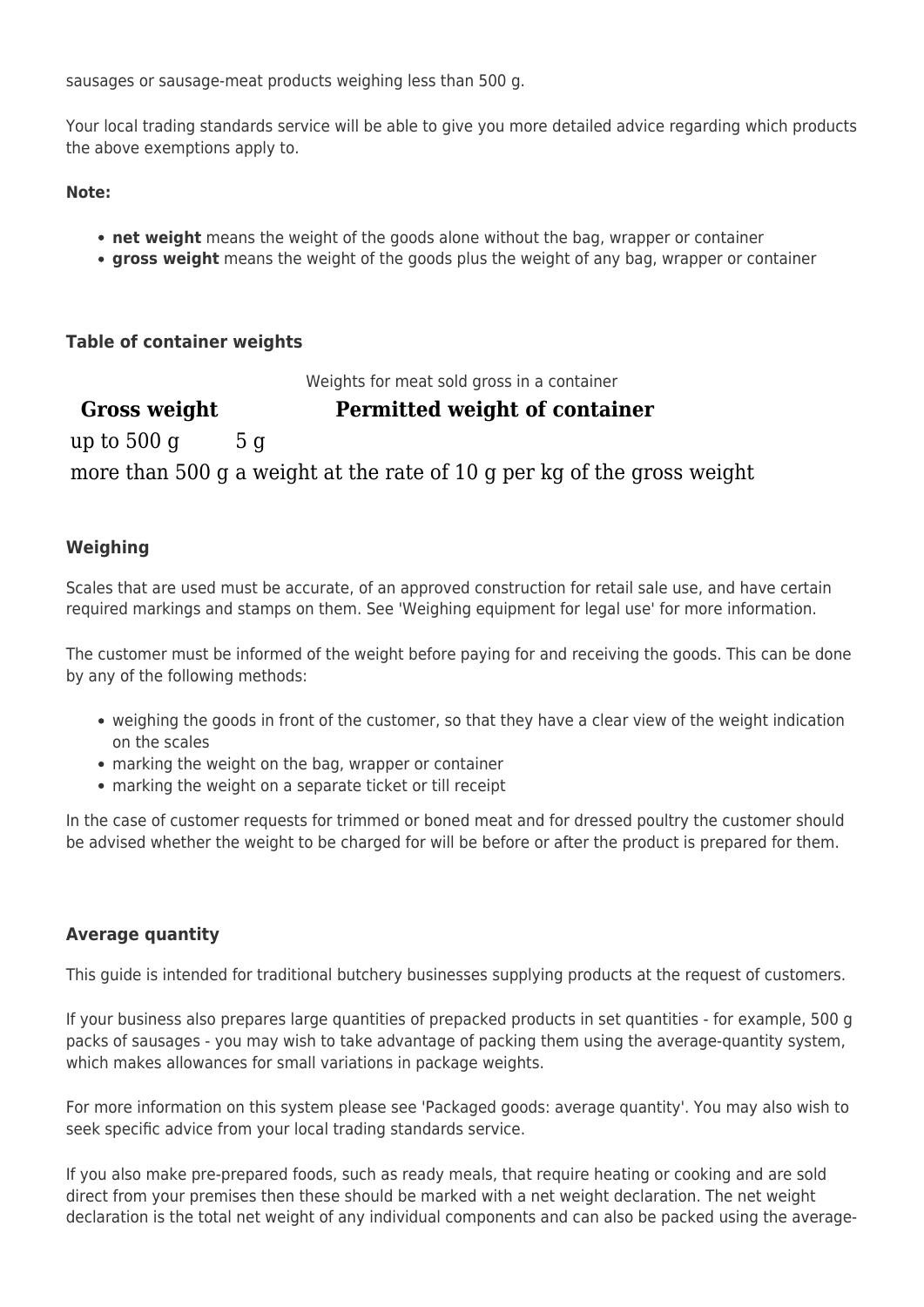sausages or sausage-meat products weighing less than 500 g.

Your local trading standards service will be able to give you more detailed advice regarding which products the above exemptions apply to.

**Note:**

- **net weight** means the weight of the goods alone without the bag, wrapper or container
- **gross weight** means the weight of the goods plus the weight of any bag, wrapper or container

### Table of container weights

Weights for meat sold gross in a container

| Gross weight | Permitted weight of container |
| --- | --- |
| up to 500 g | 5 g |
| more than 500 g | a weight at the rate of 10 g per kg of the gross weight |

### Weighing

Scales that are used must be accurate, of an approved construction for retail sale use, and have certain required markings and stamps on them. See 'Weighing equipment for legal use' for more information.

The customer must be informed of the weight before paying for and receiving the goods. This can be done by any of the following methods:

- weighing the goods in front of the customer, so that they have a clear view of the weight indication on the scales
- marking the weight on the bag, wrapper or container
- marking the weight on a separate ticket or till receipt

In the case of customer requests for trimmed or boned meat and for dressed poultry the customer should be advised whether the weight to be charged for will be before or after the product is prepared for them.

### Average quantity

This guide is intended for traditional butchery businesses supplying products at the request of customers.

If your business also prepares large quantities of prepacked products in set quantities - for example, 500 g packs of sausages - you may wish to take advantage of packing them using the average-quantity system, which makes allowances for small variations in package weights.

For more information on this system please see 'Packaged goods: average quantity'. You may also wish to seek specific advice from your local trading standards service.

If you also make pre-prepared foods, such as ready meals, that require heating or cooking and are sold direct from your premises then these should be marked with a net weight declaration. The net weight declaration is the total net weight of any individual components and can also be packed using the average-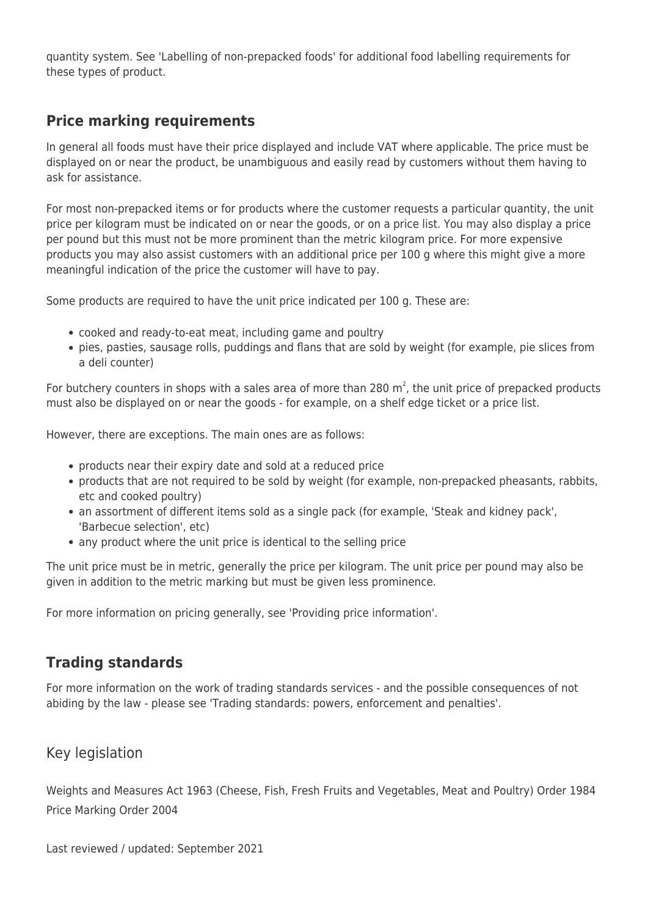quantity system. See 'Labelling of non-prepacked foods' for additional food labelling requirements for these types of product.

## Price marking requirements

In general all foods must have their price displayed and include VAT where applicable. The price must be displayed on or near the product, be unambiguous and easily read by customers without them having to ask for assistance.

For most non-prepacked items or for products where the customer requests a particular quantity, the unit price per kilogram must be indicated on or near the goods, or on a price list. You may also display a price per pound but this must not be more prominent than the metric kilogram price. For more expensive products you may also assist customers with an additional price per 100 g where this might give a more meaningful indication of the price the customer will have to pay.

Some products are required to have the unit price indicated per 100 g. These are:

- cooked and ready-to-eat meat, including game and poultry
- pies, pasties, sausage rolls, puddings and flans that are sold by weight (for example, pie slices from a deli counter)

For butchery counters in shops with a sales area of more than 280 $m^2$, the unit price of prepacked products must also be displayed on or near the goods - for example, on a shelf edge ticket or a price list.

However, there are exceptions. The main ones are as follows:

- products near their expiry date and sold at a reduced price
- products that are not required to be sold by weight (for example, non-prepacked pheasants, rabbits, etc and cooked poultry)
- an assortment of different items sold as a single pack (for example, 'Steak and kidney pack', 'Barbecue selection', etc)
- any product where the unit price is identical to the selling price

The unit price must be in metric, generally the price per kilogram. The unit price per pound may also be given in addition to the metric marking but must be given less prominence.

For more information on pricing generally, see 'Providing price information'.

## Trading standards

For more information on the work of trading standards services - and the possible consequences of not abiding by the law - please see 'Trading standards: powers, enforcement and penalties'.

## Key legislation

Weights and Measures Act 1963 (Cheese, Fish, Fresh Fruits and Vegetables, Meat and Poultry) Order 1984

Price Marking Order 2004

Last reviewed / updated: September 2021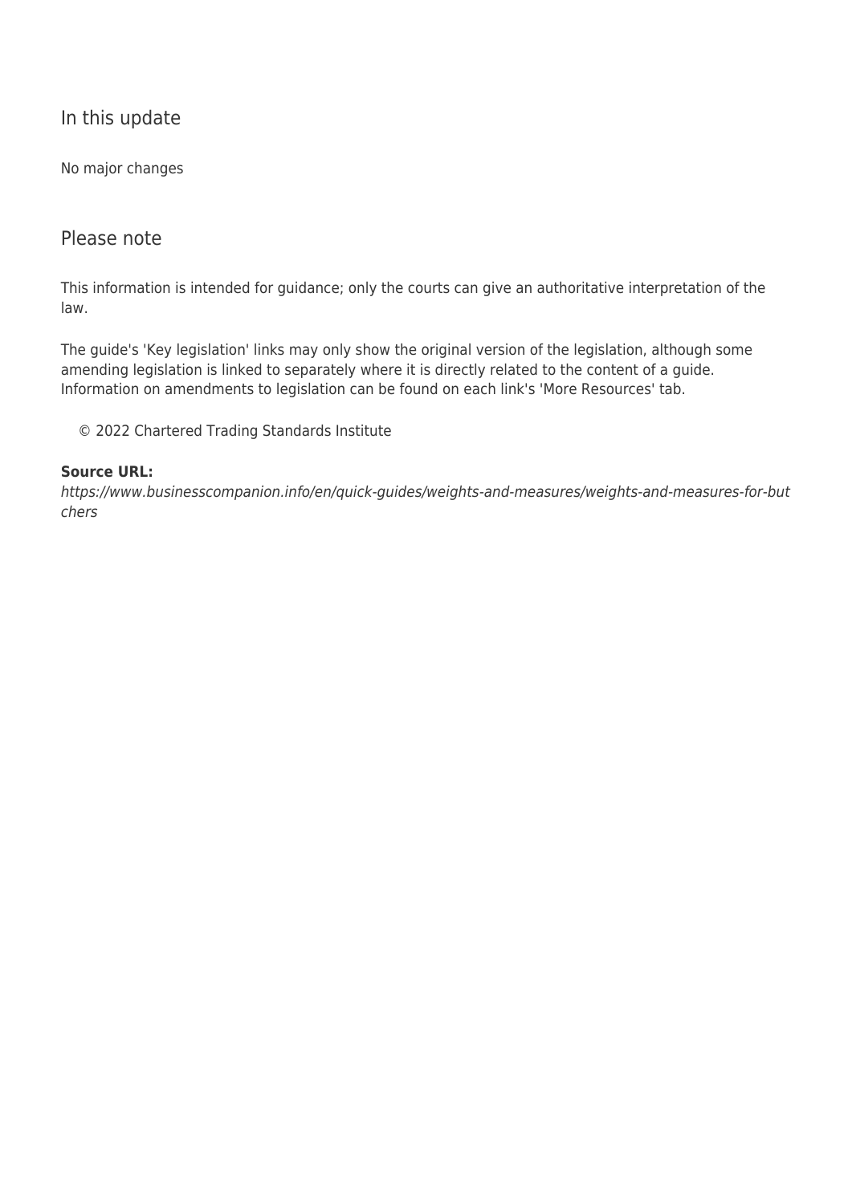## In this update

No major changes

## Please note

This information is intended for guidance; only the courts can give an authoritative interpretation of the law.

The guide's 'Key legislation' links may only show the original version of the legislation, although some amending legislation is linked to separately where it is directly related to the content of a guide. Information on amendments to legislation can be found on each link's 'More Resources' tab.

© 2022 Chartered Trading Standards Institute

**Source URL:**
*https://www.businesscompanion.info/en/quick-guides/weights-and-measures/weights-and-measures-for-butchers*